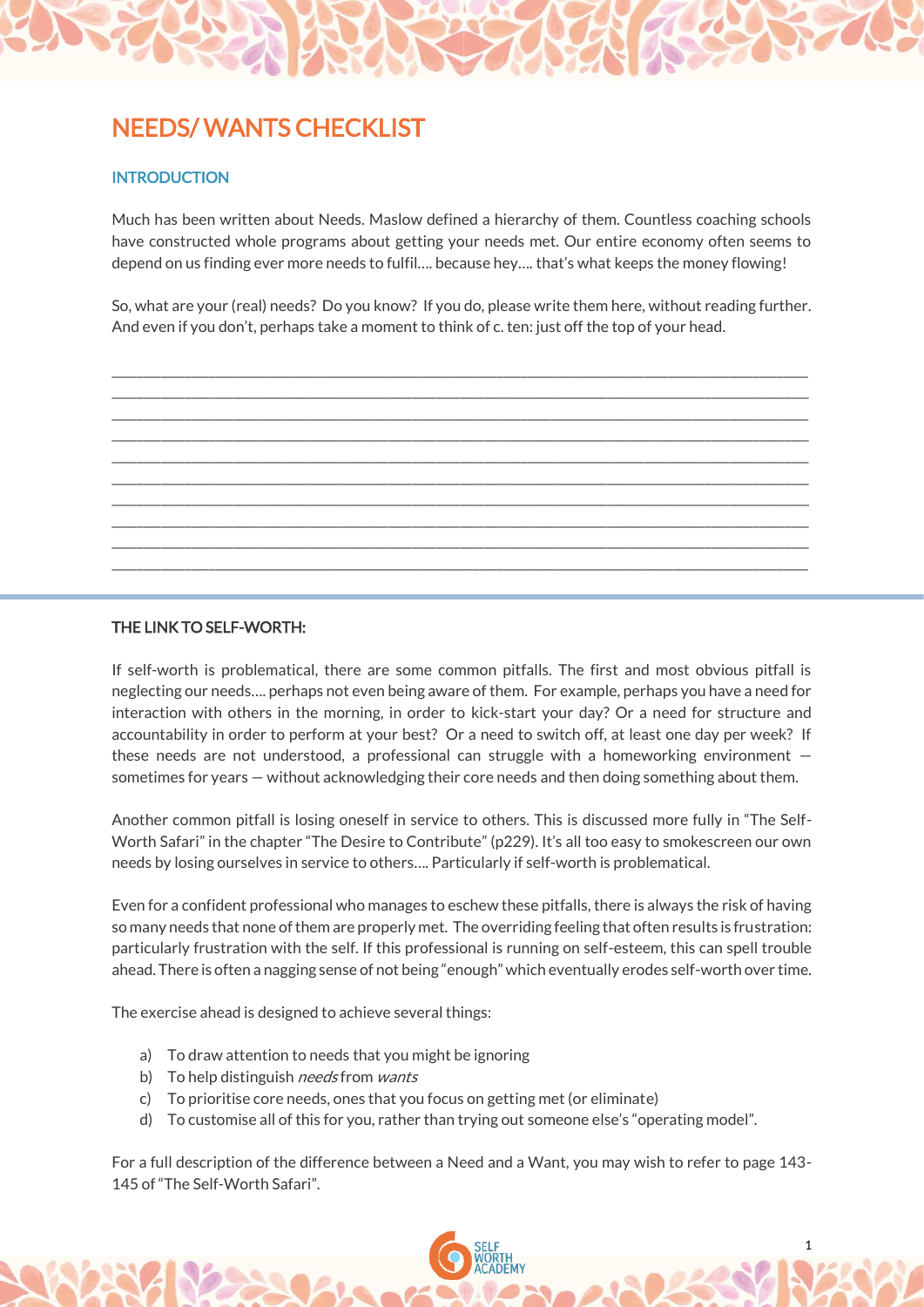# NEEDS/ WANTS CHECKLIST

## INTRODUCTION

Much has been written about Needs. Maslow defined a hierarchy of them. Countless coaching schools have constructed whole programs about getting your needs met. Our entire economy often seems to depend on us finding ever more needs to fulfil…. because hey…. that's what keeps the money flowing!

So, what are your (real) needs? Do you know? If you do, please write them here, without reading further. And even if you don't, perhaps take a moment to think of c. ten: just off the top of your head.

\_\_\_\_\_\_\_\_\_\_\_\_\_\_\_\_\_\_\_\_\_\_\_\_\_\_\_\_\_\_\_\_\_\_\_\_\_\_\_\_\_\_\_\_\_\_\_\_\_\_\_\_\_\_\_\_\_\_\_\_\_\_\_\_\_\_\_\_\_\_\_\_\_\_\_\_\_\_

\_\_\_\_\_\_\_\_\_\_\_\_\_\_\_\_\_\_\_\_\_\_\_\_\_\_\_\_\_\_\_\_\_\_\_\_\_\_\_\_\_\_\_\_\_\_\_\_\_\_\_\_\_\_\_\_\_\_\_\_\_\_\_\_\_\_\_\_\_\_\_\_\_\_\_\_\_\_

\_\_\_\_\_\_\_\_\_\_\_\_\_\_\_\_\_\_\_\_\_\_\_\_\_\_\_\_\_\_\_\_\_\_\_\_\_\_\_\_\_\_\_\_\_\_\_\_\_\_\_\_\_\_\_\_\_\_\_\_\_\_\_\_\_\_\_\_\_\_\_\_\_\_\_\_\_\_

\_\_\_\_\_\_\_\_\_\_\_\_\_\_\_\_\_\_\_\_\_\_\_\_\_\_\_\_\_\_\_\_\_\_\_\_\_\_\_\_\_\_\_\_\_\_\_\_\_\_\_\_\_\_\_\_\_\_\_\_\_\_\_\_\_\_\_\_\_\_\_\_\_\_\_\_\_\_

\_\_\_\_\_\_\_\_\_\_\_\_\_\_\_\_\_\_\_\_\_\_\_\_\_\_\_\_\_\_\_\_\_\_\_\_\_\_\_\_\_\_\_\_\_\_\_\_\_\_\_\_\_\_\_\_\_\_\_\_\_\_\_\_\_\_\_\_\_\_\_\_\_\_\_\_\_\_

\_\_\_\_\_\_\_\_\_\_\_\_\_\_\_\_\_\_\_\_\_\_\_\_\_\_\_\_\_\_\_\_\_\_\_\_\_\_\_\_\_\_\_\_\_\_\_\_\_\_\_\_\_\_\_\_\_\_\_\_\_\_\_\_\_\_\_\_\_\_\_\_\_\_\_\_\_\_

\_\_\_\_\_\_\_\_\_\_\_\_\_\_\_\_\_\_\_\_\_\_\_\_\_\_\_\_\_\_\_\_\_\_\_\_\_\_\_\_\_\_\_\_\_\_\_\_\_\_\_\_\_\_\_\_\_\_\_\_\_\_\_\_\_\_\_\_\_\_\_\_\_\_\_\_\_\_

\_\_\_\_\_\_\_\_\_\_\_\_\_\_\_\_\_\_\_\_\_\_\_\_\_\_\_\_\_\_\_\_\_\_\_\_\_\_\_\_\_\_\_\_\_\_\_\_\_\_\_\_\_\_\_\_\_\_\_\_\_\_\_\_\_\_\_\_\_\_\_\_\_\_\_\_\_\_

\_\_\_\_\_\_\_\_\_\_\_\_\_\_\_\_\_\_\_\_\_\_\_\_\_\_\_\_\_\_\_\_\_\_\_\_\_\_\_\_\_\_\_\_\_\_\_\_\_\_\_\_\_\_\_\_\_\_\_\_\_\_\_\_\_\_\_\_\_\_\_\_\_\_\_\_\_\_

\_\_\_\_\_\_\_\_\_\_\_\_\_\_\_\_\_\_\_\_\_\_\_\_\_\_\_\_\_\_\_\_\_\_\_\_\_\_\_\_\_\_\_\_\_\_\_\_\_\_\_\_\_\_\_\_\_\_\_\_\_\_\_\_\_\_\_\_\_\_\_\_\_\_\_\_\_\_

## THE LINK TO SELF-WORTH:

If self-worth is problematical, there are some common pitfalls. The first and most obvious pitfall is neglecting our needs…. perhaps not even being aware of them. For example, perhaps you have a need for interaction with others in the morning, in order to kick-start your day? Or a need for structure and accountability in order to perform at your best? Or a need to switch off, at least one day per week? If these needs are not understood, a professional can struggle with a homeworking environment — sometimes for years — without acknowledging their core needs and then doing something about them.

Another common pitfall is losing oneself in service to others. This is discussed more fully in "The Self-Worth Safari" in the chapter "The Desire to Contribute" (p229). It's all too easy to smokescreen our own needs by losing ourselves in service to others…. Particularly if self-worth is problematical.

Even for a confident professional who manages to eschew these pitfalls, there is always the risk of having so many needs that none of them are properly met. The overriding feeling that often results is frustration: particularly frustration with the self. If this professional is running on self-esteem, this can spell trouble ahead. There is often a nagging sense of not being "enough" which eventually erodes self-worth over time.

The exercise ahead is designed to achieve several things:

a) To draw attention to needs that you might be ignoring
b) To help distinguish *needs* from *wants*
c) To prioritise core needs, ones that you focus on getting met (or eliminate)
d) To customise all of this for you, rather than trying out someone else's "operating model".

For a full description of the difference between a Need and a Want, you may wish to refer to page 143-145 of "The Self-Worth Safari".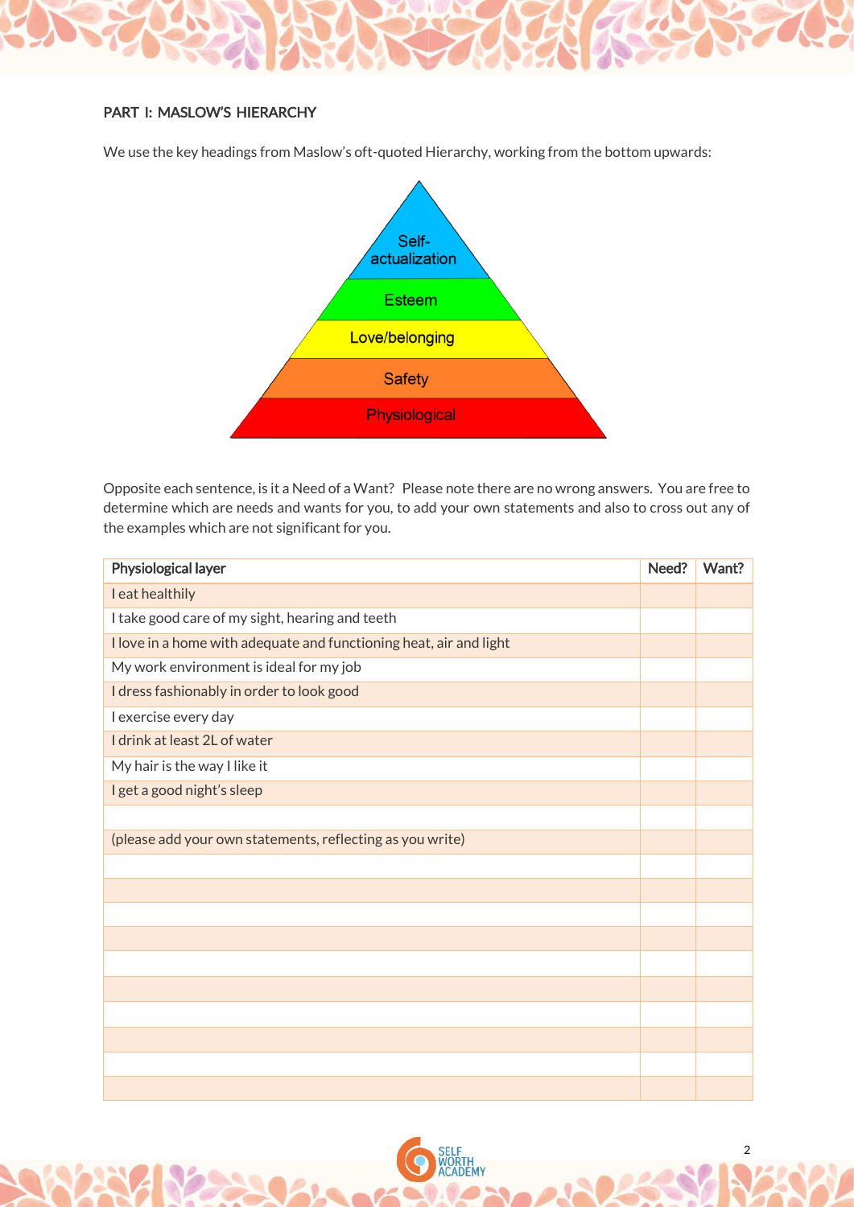## PART I: MASLOW'S HIERARCHY

We use the key headings from Maslow's oft-quoted Hierarchy, working from the bottom upwards:

Self-actualization

Esteem

Love/belonging

Safety

Physiological

Opposite each sentence, is it a Need of a Want? Please note there are no wrong answers. You are free to determine which are needs and wants for you, to add your own statements and also to cross out any of the examples which are not significant for you.

| Physiological layer | Need? | Want? |
|---|---|---|
| I eat healthily | | |
| I take good care of my sight, hearing and teeth | | |
| I love in a home with adequate and functioning heat, air and light | | |
| My work environment is ideal for my job | | |
| I dress fashionably in order to look good | | |
| I exercise every day | | |
| I drink at least 2L of water | | |
| My hair is the way I like it | | |
| I get a good night's sleep | | |
| | | |
| (please add your own statements, reflecting as you write) | | |
| | | |
| | | |
| | | |
| | | |
| | | |
| | | |
| | | |
| | | |
| | | |
| | | |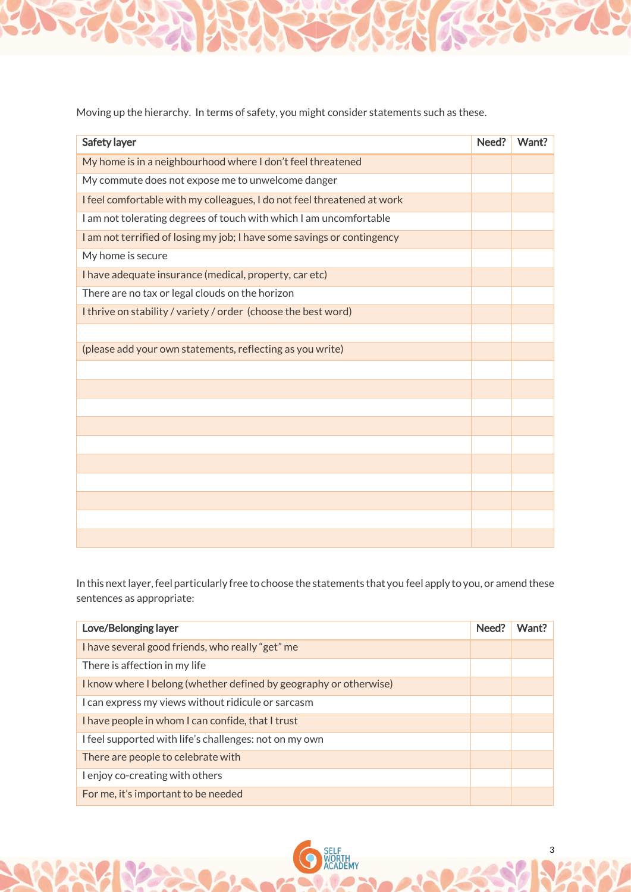Moving up the hierarchy. In terms of safety, you might consider statements such as these.

| Safety layer | Need? | Want? |
|---|---|---|
| My home is in a neighbourhood where I don't feel threatened | | |
| My commute does not expose me to unwelcome danger | | |
| I feel comfortable with my colleagues, I do not feel threatened at work | | |
| I am not tolerating degrees of touch with which I am uncomfortable | | |
| I am not terrified of losing my job; I have some savings or contingency | | |
| My home is secure | | |
| I have adequate insurance (medical, property, car etc) | | |
| There are no tax or legal clouds on the horizon | | |
| I thrive on stability / variety / order (choose the best word) | | |
| | | |
| (please add your own statements, reflecting as you write) | | |
| | | |
| | | |
| | | |
| | | |
| | | |
| | | |
| | | |
| | | |
| | | |
| | | |

In this next layer, feel particularly free to choose the statements that you feel apply to you, or amend these sentences as appropriate:

| Love/Belonging layer | Need? | Want? |
|---|---|---|
| I have several good friends, who really "get" me | | |
| There is affection in my life | | |
| I know where I belong (whether defined by geography or otherwise) | | |
| I can express my views without ridicule or sarcasm | | |
| I have people in whom I can confide, that I trust | | |
| I feel supported with life's challenges: not on my own | | |
| There are people to celebrate with | | |
| I enjoy co-creating with others | | |
| For me, it's important to be needed | | |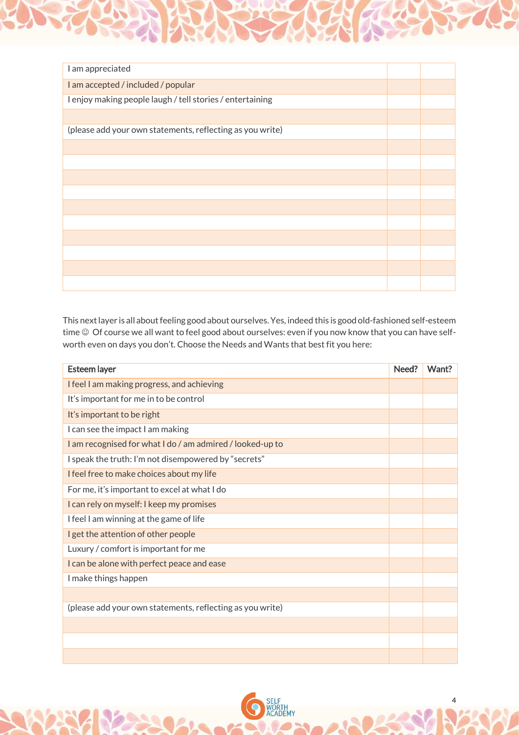| | | |
|---|---|---|
| I am appreciated | | |
| I am accepted / included / popular | | |
| I enjoy making people laugh / tell stories / entertaining | | |
| | | |
| (please add your own statements, reflecting as you write) | | |
| | | |
| | | |
| | | |
| | | |
| | | |
| | | |
| | | |
| | | |
| | | |
| | | |

This next layer is all about feeling good about ourselves. Yes, indeed this is good old-fashioned self-esteem time ☺ Of course we all want to feel good about ourselves: even if you now know that you can have self-worth even on days you don't. Choose the Needs and Wants that best fit you here:

| Esteem layer | Need? | Want? |
|---|---|---|
| I feel I am making progress, and achieving | | |
| It's important for me in to be control | | |
| It's important to be right | | |
| I can see the impact I am making | | |
| I am recognised for what I do / am admired / looked-up to | | |
| I speak the truth: I'm not disempowered by "secrets" | | |
| I feel free to make choices about my life | | |
| For me, it's important to excel at what I do | | |
| I can rely on myself: I keep my promises | | |
| I feel I am winning at the game of life | | |
| I get the attention of other people | | |
| Luxury / comfort is important for me | | |
| I can be alone with perfect peace and ease | | |
| I make things happen | | |
| | | |
| (please add your own statements, reflecting as you write) | | |
| | | |
| | | |
| | | |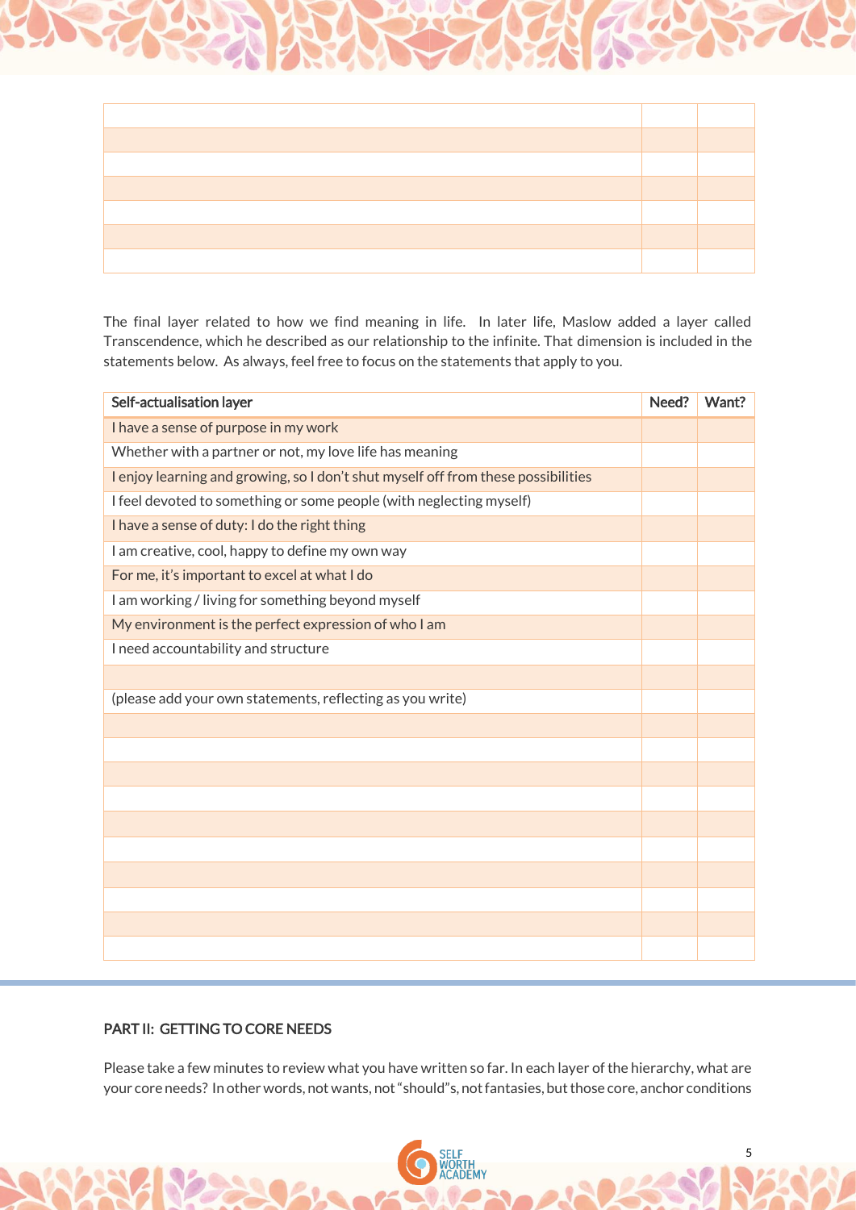| | | |
|---|---|---|
| | | |
| | | |
| | | |
| | | |
| | | |
| | | |
| | | |

The final layer related to how we find meaning in life. In later life, Maslow added a layer called Transcendence, which he described as our relationship to the infinite. That dimension is included in the statements below. As always, feel free to focus on the statements that apply to you.

| Self-actualisation layer | Need? | Want? |
|---|---|---|
| I have a sense of purpose in my work | | |
| Whether with a partner or not, my love life has meaning | | |
| I enjoy learning and growing, so I don't shut myself off from these possibilities | | |
| I feel devoted to something or some people (with neglecting myself) | | |
| I have a sense of duty: I do the right thing | | |
| I am creative, cool, happy to define my own way | | |
| For me, it's important to excel at what I do | | |
| I am working / living for something beyond myself | | |
| My environment is the perfect expression of who I am | | |
| I need accountability and structure | | |
| | | |
| (please add your own statements, reflecting as you write) | | |
| | | |
| | | |
| | | |
| | | |
| | | |
| | | |
| | | |
| | | |
| | | |
| | | |

## PART II: GETTING TO CORE NEEDS

Please take a few minutes to review what you have written so far. In each layer of the hierarchy, what are your core needs? In other words, not wants, not "should"s, not fantasies, but those core, anchor conditions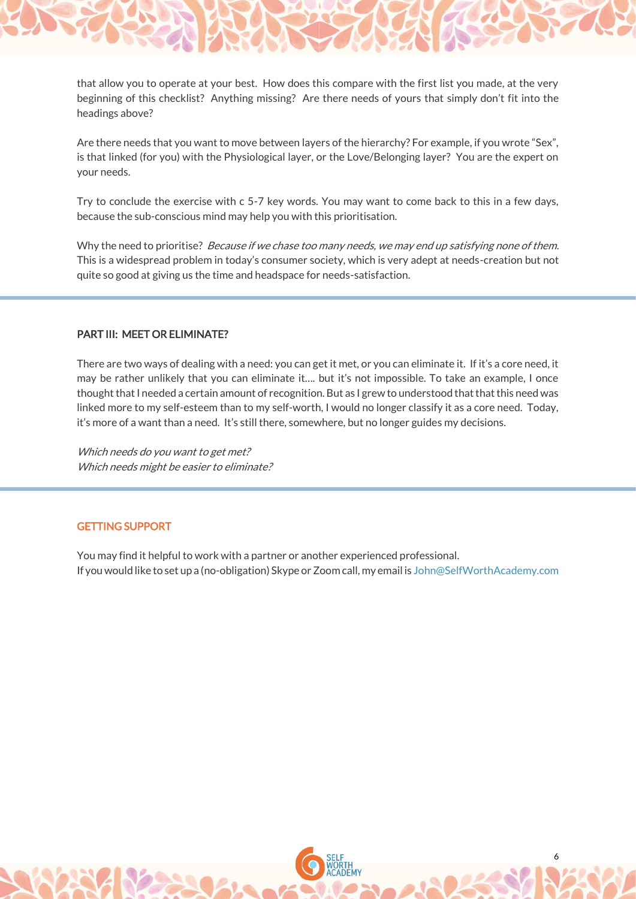that allow you to operate at your best. How does this compare with the first list you made, at the very beginning of this checklist? Anything missing? Are there needs of yours that simply don't fit into the headings above?

Are there needs that you want to move between layers of the hierarchy? For example, if you wrote "Sex", is that linked (for you) with the Physiological layer, or the Love/Belonging layer? You are the expert on your needs.

Try to conclude the exercise with c 5-7 key words. You may want to come back to this in a few days, because the sub-conscious mind may help you with this prioritisation.

Why the need to prioritise? *Because if we chase too many needs, we may end up satisfying none of them.* This is a widespread problem in today's consumer society, which is very adept at needs-creation but not quite so good at giving us the time and headspace for needs-satisfaction.

---

## PART III: MEET OR ELIMINATE?

There are two ways of dealing with a need: you can get it met, or you can eliminate it. If it's a core need, it may be rather unlikely that you can eliminate it…. but it's not impossible. To take an example, I once thought that I needed a certain amount of recognition. But as I grew to understood that that this need was linked more to my self-esteem than to my self-worth, I would no longer classify it as a core need. Today, it's more of a want than a need. It's still there, somewhere, but no longer guides my decisions.

*Which needs do you want to get met?*
*Which needs might be easier to eliminate?*

---

## GETTING SUPPORT

You may find it helpful to work with a partner or another experienced professional.
If you would like to set up a (no-obligation) Skype or Zoom call, my email is John@SelfWorthAcademy.com